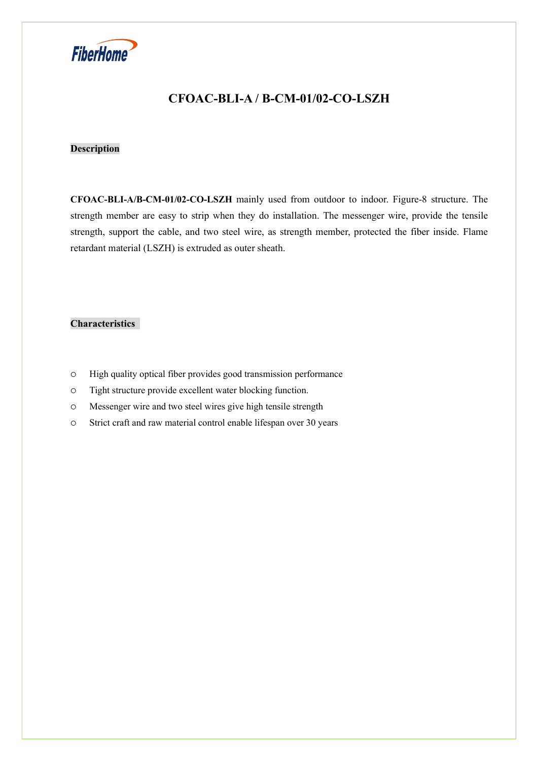# CFOAC-BLI-A / B-CM-01/02-CO-LSZH

## Description

**CFOAC-BLI-A/B-CM-01/02-CO-LSZH** mainly used from outdoor to indoor. Figure-8 structure. The strength member are easy to strip when they do installation. The messenger wire, provide the tensile strength, support the cable, and two steel wire, as strength member, protected the fiber inside. Flame retardant material (LSZH) is extruded as outer sheath.

## Characteristics

- High quality optical fiber provides good transmission performance
- Tight structure provide excellent water blocking function.
- Messenger wire and two steel wires give high tensile strength
- Strict craft and raw material control enable lifespan over 30 years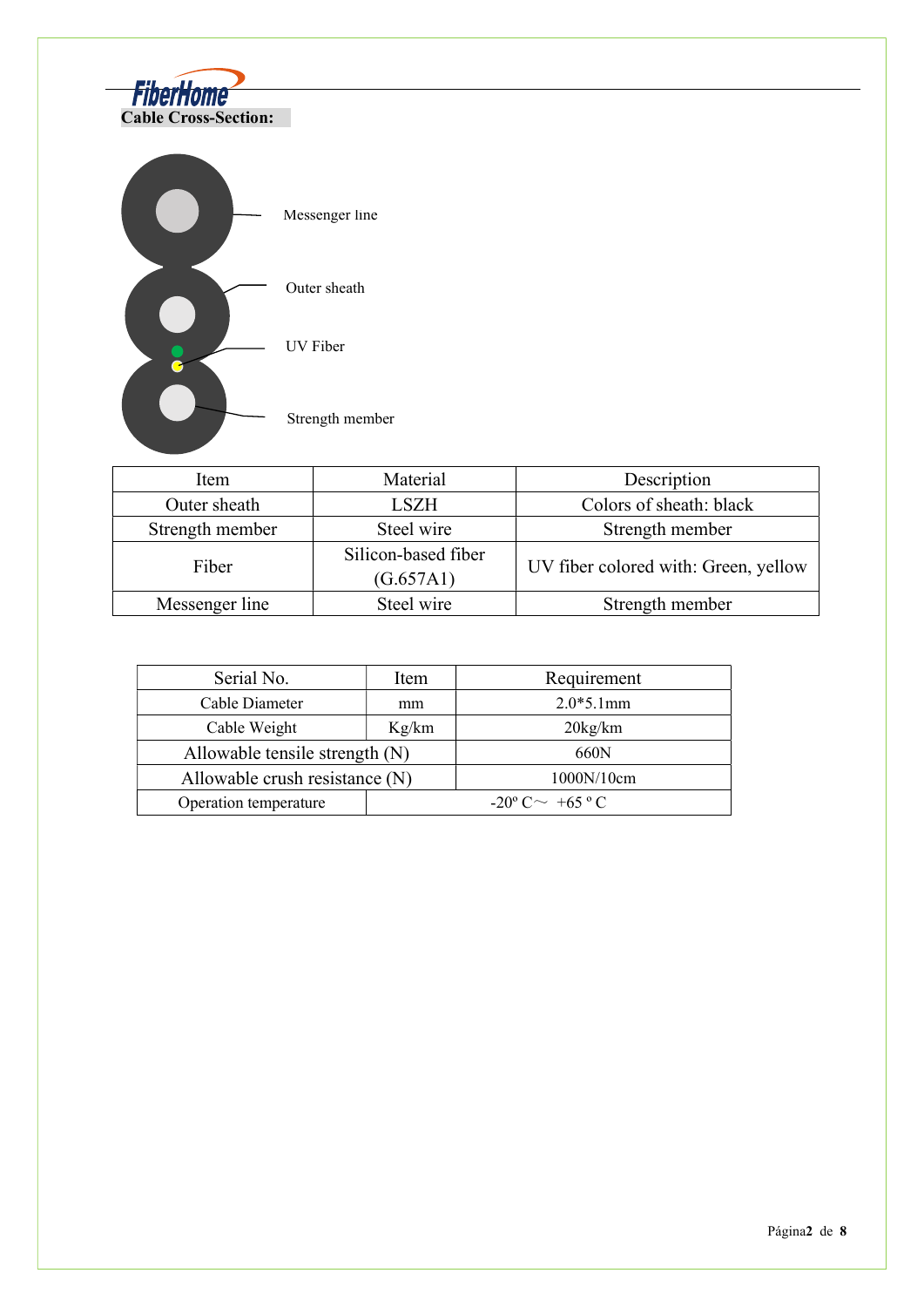**Cable Cross-Section:**

Messenger line

Outer sheath

UV Fiber

Strength member

| Item | Material | Description |
|---|---|---|
| Outer sheath | LSZH | Colors of sheath: black |
| Strength member | Steel wire | Strength member |
| Fiber | Silicon-based fiber (G.657A1) | UV fiber colored with: Green, yellow |
| Messenger line | Steel wire | Strength member |

| Serial No. | Item | Requirement |
|---|---|---|
| Cable Diameter | mm | 2.0*5.1mm |
| Cable Weight | Kg/km | 20kg/km |
| Allowable tensile strength (N) | | 660N |
| Allowable crush resistance (N) | | 1000N/10cm |
| Operation temperature | -20º C～ +65 º C | |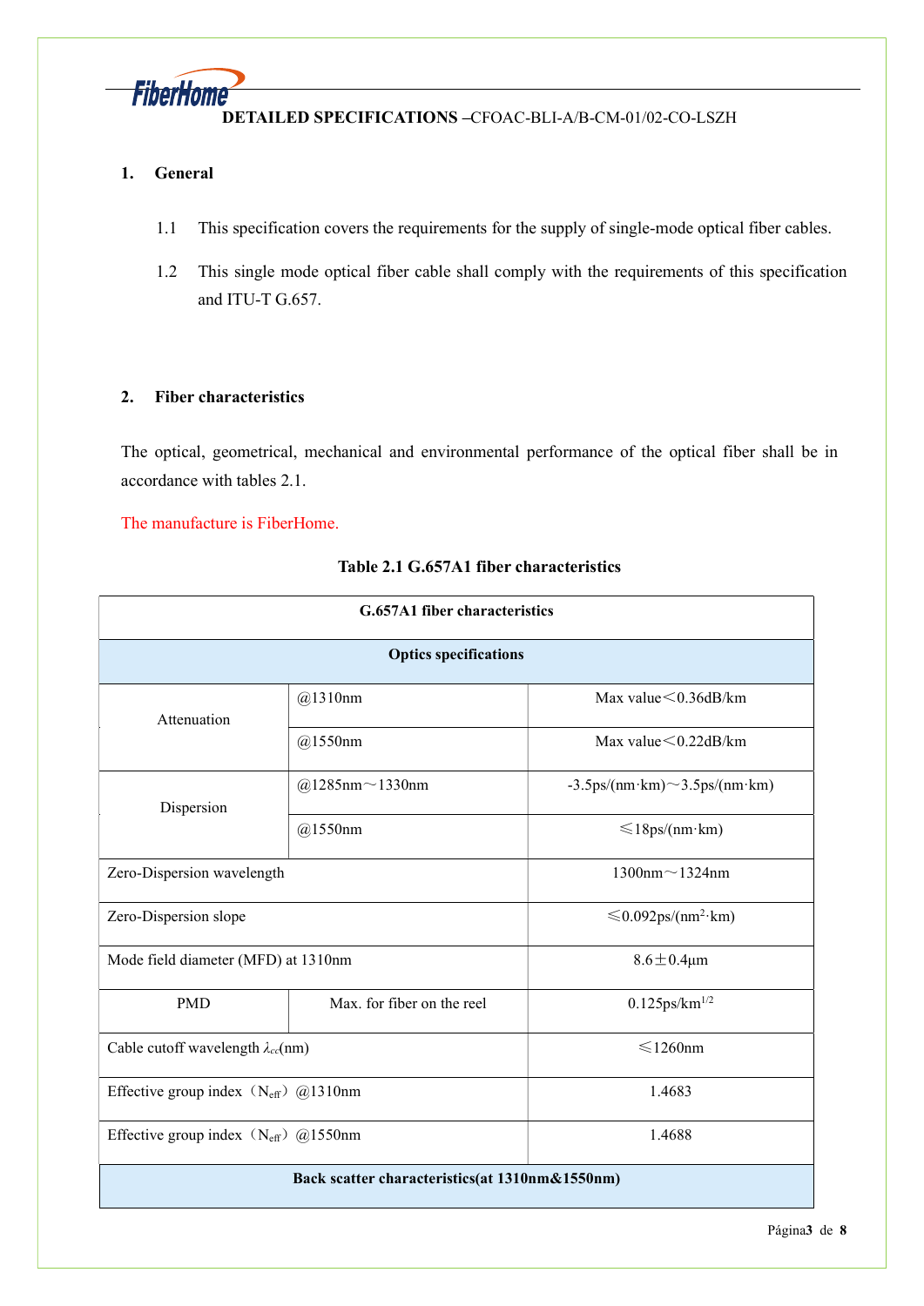**DETAILED SPECIFICATIONS –**CFOAC-BLI-A/B-CM-01/02-CO-LSZH

## 1. General

1.1 This specification covers the requirements for the supply of single-mode optical fiber cables.

1.2 This single mode optical fiber cable shall comply with the requirements of this specification and ITU-T G.657.

## 2. Fiber characteristics

The optical, geometrical, mechanical and environmental performance of the optical fiber shall be in accordance with tables 2.1.

The manufacture is FiberHome.

**Table 2.1 G.657A1 fiber characteristics**

| | | |
|---|---|---|
| **G.657A1 fiber characteristics** | | |
| **Optics specifications** | | |
| Attenuation | @1310nm | Max value＜0.36dB/km |
| | @1550nm | Max value＜0.22dB/km |
| Dispersion | @1285nm～1330nm | -3.5ps/(nm·km)～3.5ps/(nm·km) |
| | @1550nm | ≤18ps/(nm·km) |
| Zero-Dispersion wavelength | | 1300nm～1324nm |
| Zero-Dispersion slope | | ≤0.092ps/($nm^2$·km) |
| Mode field diameter (MFD) at 1310nm | | 8.6±0.4μm |
| PMD | Max. for fiber on the reel | 0.125ps/$km^{1/2}$ |
| Cable cutoff wavelength $\lambda_{cc}$(nm) | | ≤1260nm |
| Effective group index（$N_{eff}$）@1310nm | | 1.4683 |
| Effective group index（$N_{eff}$）@1550nm | | 1.4688 |
| **Back scatter characteristics(at 1310nm&1550nm)** | | |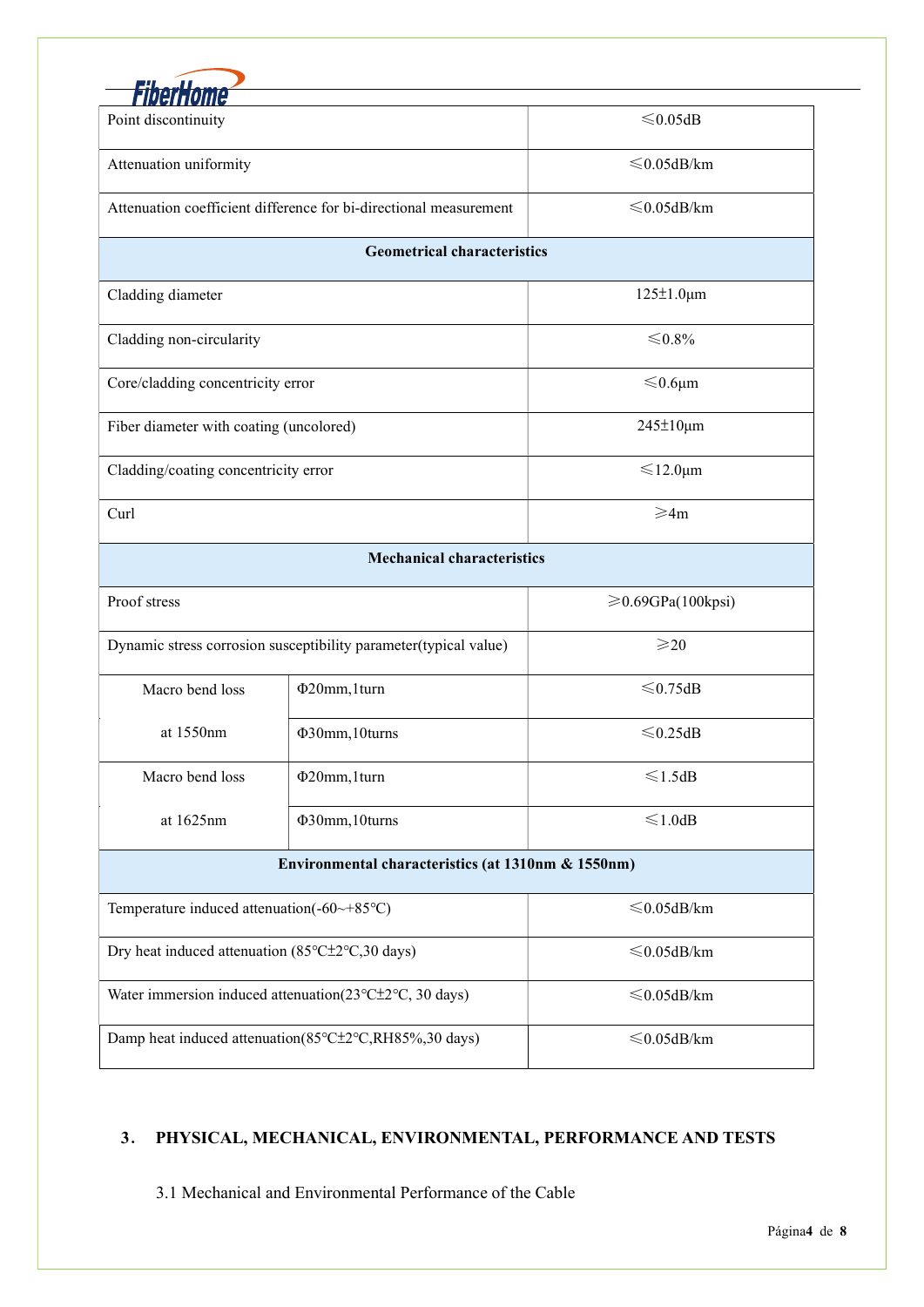| | | |
|---|---|---|
| Point discontinuity | | ≤0.05dB |
| Attenuation uniformity | | ≤0.05dB/km |
| Attenuation coefficient difference for bi-directional measurement | | ≤0.05dB/km |
| **Geometrical characteristics** | | |
| Cladding diameter | | 125±1.0μm |
| Cladding non-circularity | | ≤0.8% |
| Core/cladding concentricity error | | ≤0.6μm |
| Fiber diameter with coating (uncolored) | | 245±10μm |
| Cladding/coating concentricity error | | ≤12.0μm |
| Curl | | ≥4m |
| **Mechanical characteristics** | | |
| Proof stress | | ≥0.69GPa(100kpsi) |
| Dynamic stress corrosion susceptibility parameter(typical value) | | ≥20 |
| Macro bend loss at 1550nm | Φ20mm,1turn | ≤0.75dB |
| | Φ30mm,10turns | ≤0.25dB |
| Macro bend loss at 1625nm | Φ20mm,1turn | ≤1.5dB |
| | Φ30mm,10turns | ≤1.0dB |
| **Environmental characteristics (at 1310nm & 1550nm)** | | |
| Temperature induced attenuation(-60~+85℃) | | ≤0.05dB/km |
| Dry heat induced attenuation (85℃±2℃,30 days) | | ≤0.05dB/km |
| Water immersion induced attenuation(23℃±2℃, 30 days) | | ≤0.05dB/km |
| Damp heat induced attenuation(85℃±2℃,RH85%,30 days) | | ≤0.05dB/km |

## 3. PHYSICAL, MECHANICAL, ENVIRONMENTAL, PERFORMANCE AND TESTS

3.1 Mechanical and Environmental Performance of the Cable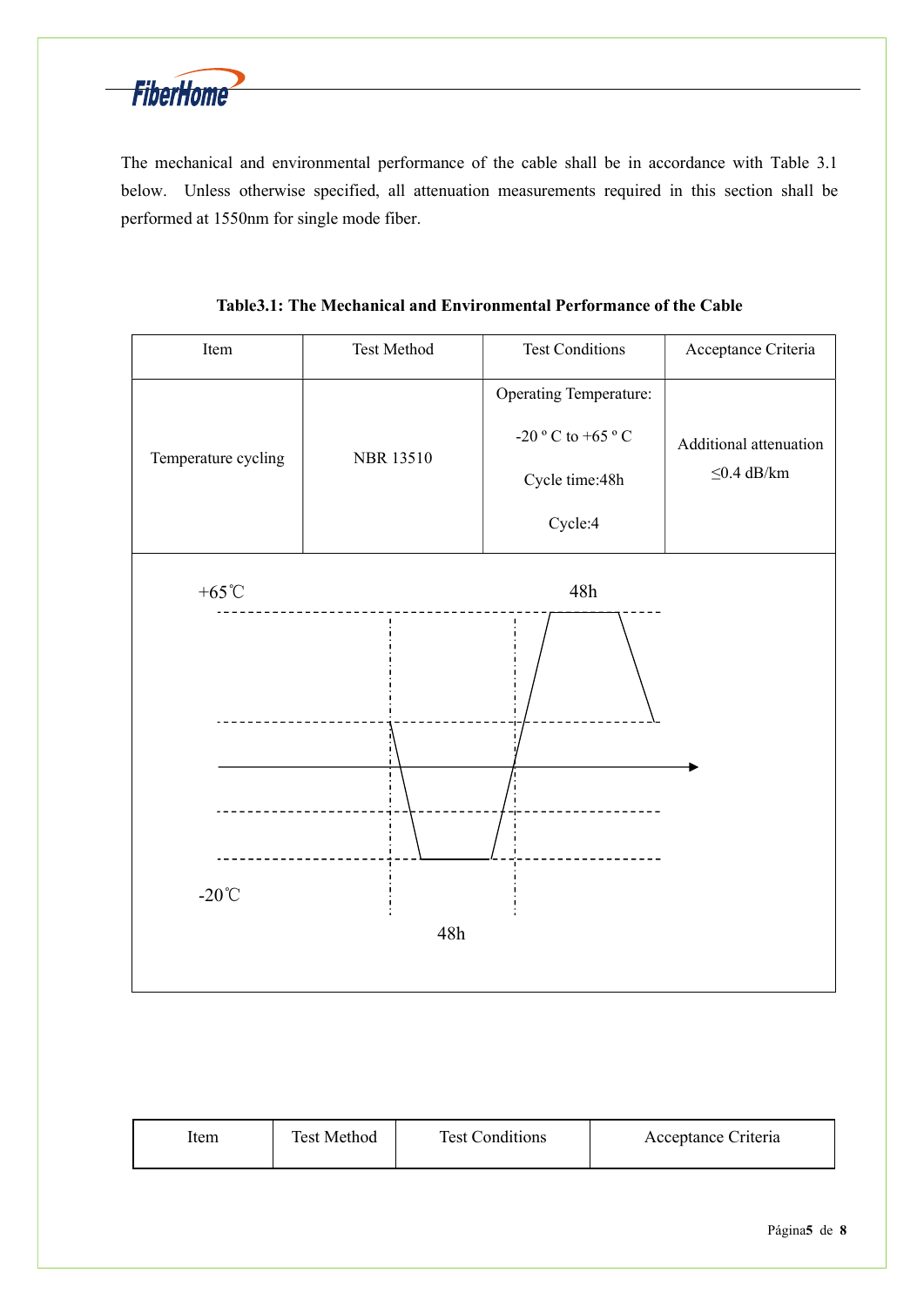The mechanical and environmental performance of the cable shall be in accordance with Table 3.1 below. Unless otherwise specified, all attenuation measurements required in this section shall be performed at 1550nm for single mode fiber.

**Table3.1: The Mechanical and Environmental Performance of the Cable**

| Item | Test Method | Test Conditions | Acceptance Criteria |
|---|---|---|---|
| Temperature cycling | NBR 13510 | Operating Temperature:<br><br>-20 º C to +65 º C<br><br>Cycle time:48h<br><br>Cycle:4 | Additional attenuation<br>≤0.4 dB/km |

+65℃

48h

-20℃

48h

| Item | Test Method | Test Conditions | Acceptance Criteria |
|---|---|---|---|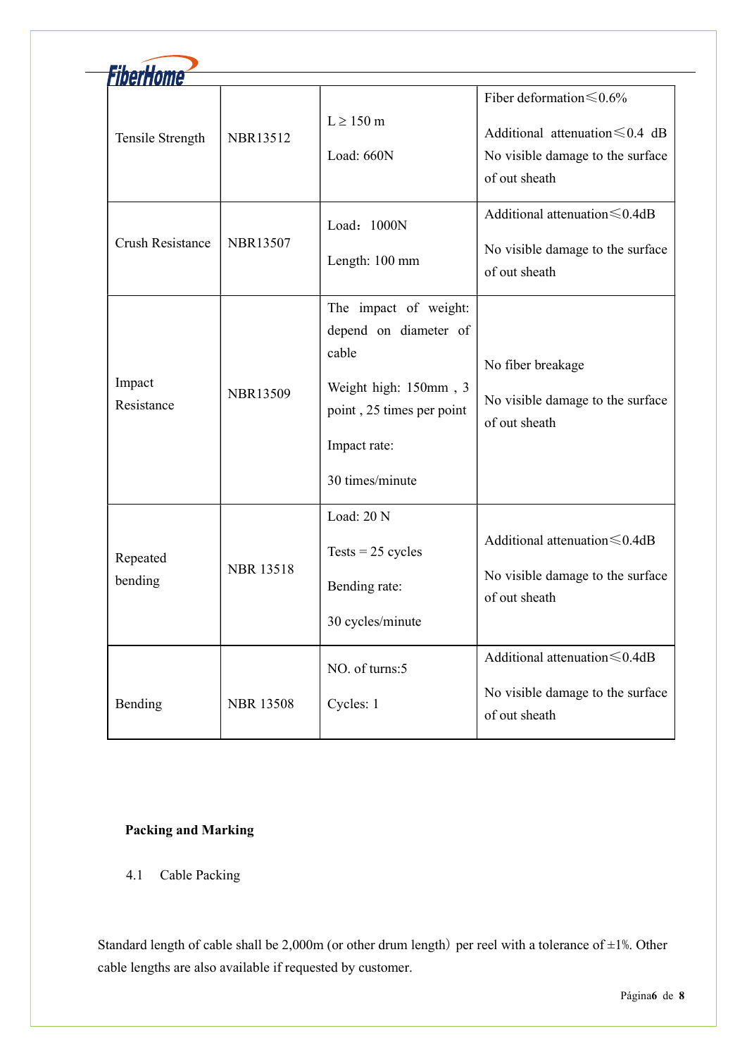| | | | |
|---|---|---|---|
| Tensile Strength | NBR13512 | L ≥ 150 m<br><br>Load: 660N | Fiber deformation≤0.6%<br><br>Additional attenuation≤0.4 dB<br>No visible damage to the surface of out sheath |
| Crush Resistance | NBR13507 | Load：1000N<br><br>Length: 100 mm | Additional attenuation≤0.4dB<br><br>No visible damage to the surface of out sheath |
| Impact Resistance | NBR13509 | The impact of weight: depend on diameter of cable<br><br>Weight high: 150mm , 3 point , 25 times per point<br><br>Impact rate:<br><br>30 times/minute | No fiber breakage<br><br>No visible damage to the surface of out sheath |
| Repeated bending | NBR 13518 | Load: 20 N<br><br>Tests = 25 cycles<br><br>Bending rate:<br><br>30 cycles/minute | Additional attenuation≤0.4dB<br><br>No visible damage to the surface of out sheath |
| Bending | NBR 13508 | NO. of turns:5<br><br>Cycles: 1 | Additional attenuation≤0.4dB<br><br>No visible damage to the surface of out sheath |

**Packing and Marking**

4.1 Cable Packing

Standard length of cable shall be 2,000m (or other drum length）per reel with a tolerance of ±1%. Other cable lengths are also available if requested by customer.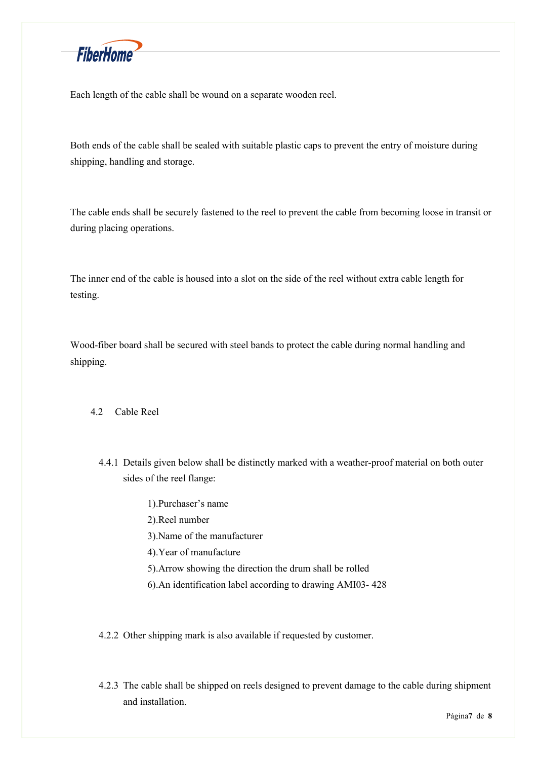Each length of the cable shall be wound on a separate wooden reel.

Both ends of the cable shall be sealed with suitable plastic caps to prevent the entry of moisture during shipping, handling and storage.

The cable ends shall be securely fastened to the reel to prevent the cable from becoming loose in transit or during placing operations.

The inner end of the cable is housed into a slot on the side of the reel without extra cable length for testing.

Wood-fiber board shall be secured with steel bands to protect the cable during normal handling and shipping.

### 4.2 Cable Reel

4.4.1 Details given below shall be distinctly marked with a weather-proof material on both outer sides of the reel flange:

1).Purchaser's name
2).Reel number
3).Name of the manufacturer
4).Year of manufacture
5).Arrow showing the direction the drum shall be rolled
6).An identification label according to drawing AMI03- 428

4.2.2 Other shipping mark is also available if requested by customer.

4.2.3 The cable shall be shipped on reels designed to prevent damage to the cable during shipment and installation.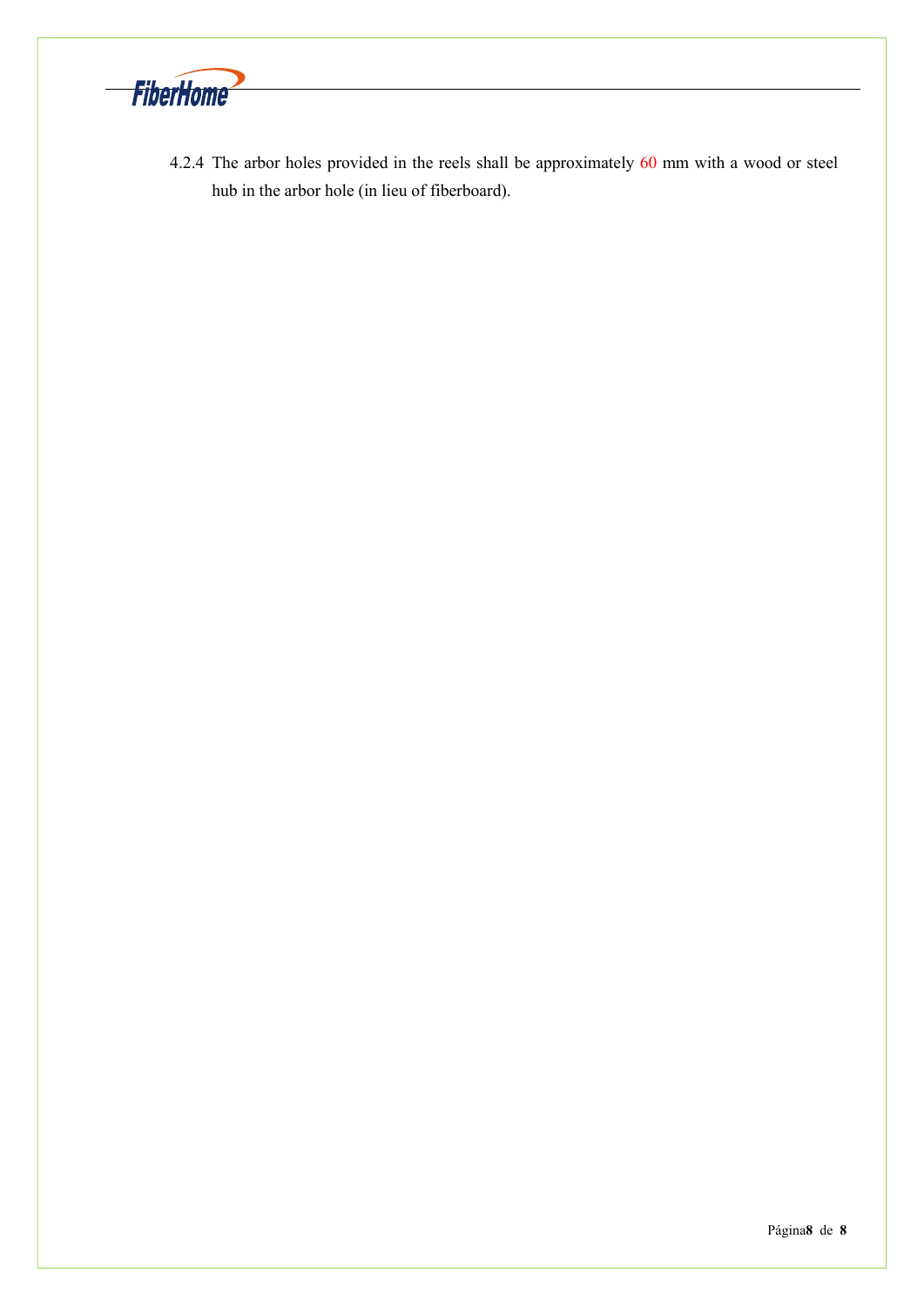4.2.4 The arbor holes provided in the reels shall be approximately 60 mm with a wood or steel hub in the arbor hole (in lieu of fiberboard).